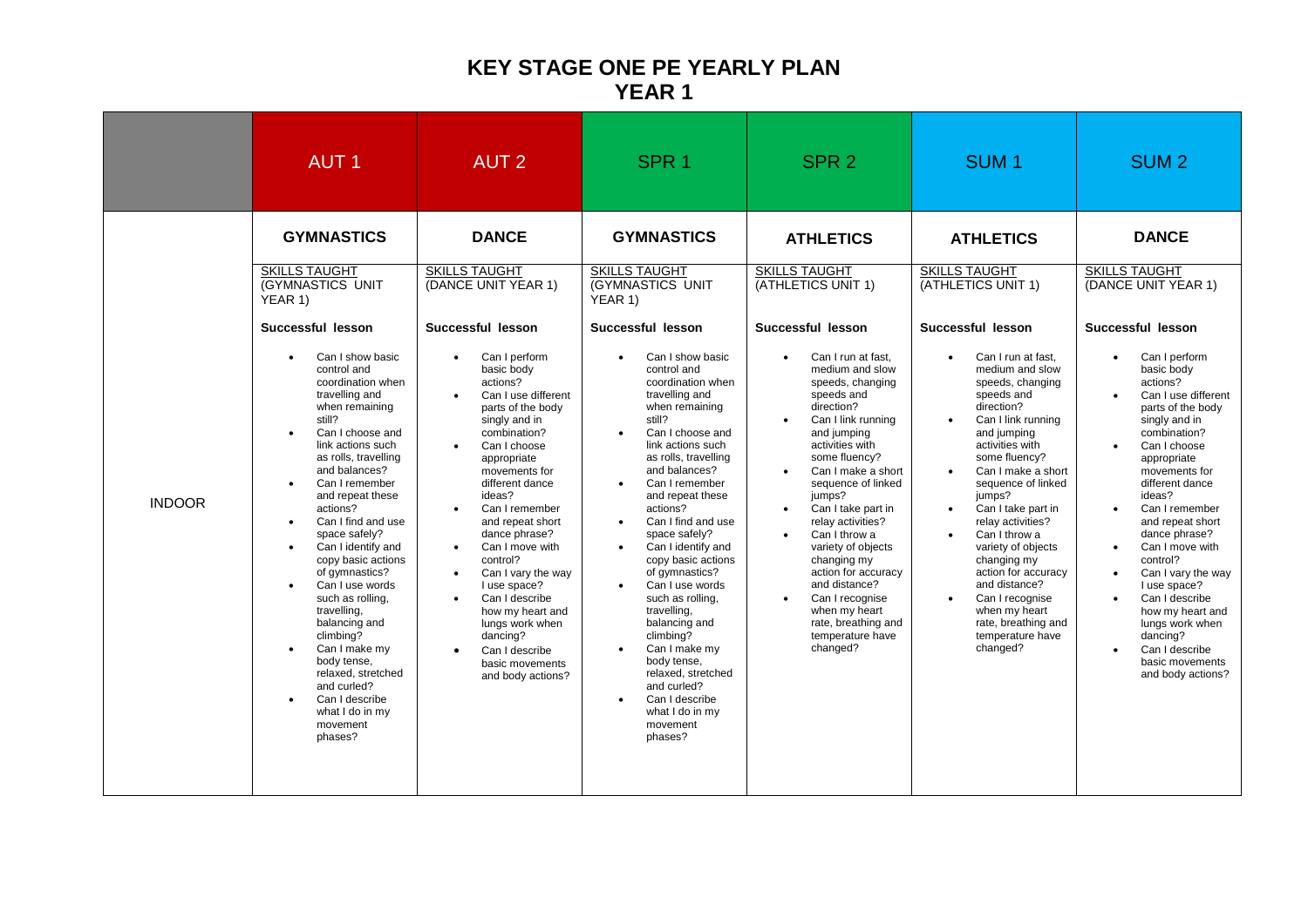# KEY STAGE ONE PE YEARLY PLAN
## YEAR 1

| | AUT 1 | AUT 2 | SPR 1 | SPR 2 | SUM 1 | SUM 2 |
|---|---|---|---|---|---|---|
| INDOOR | **GYMNASTICS**<br><br>SKILLS TAUGHT (GYMNASTICS UNIT YEAR 1)<br><br>**Successful lesson**<br>• Can I show basic control and coordination when travelling and when remaining still?<br>• Can I choose and link actions such as rolls, travelling and balances?<br>• Can I remember and repeat these actions?<br>• Can I find and use space safely?<br>• Can I identify and copy basic actions of gymnastics?<br>• Can I use words such as rolling, travelling, balancing and climbing?<br>• Can I make my body tense, relaxed, stretched and curled?<br>• Can I describe what I do in my movement phases? | **DANCE**<br><br>SKILLS TAUGHT (DANCE UNIT YEAR 1)<br><br>**Successful lesson**<br>• Can I perform basic body actions?<br>• Can I use different parts of the body singly and in combination?<br>• Can I choose appropriate movements for different dance ideas?<br>• Can I remember and repeat short dance phrase?<br>• Can I move with control?<br>• Can I vary the way I use space?<br>• Can I describe how my heart and lungs work when dancing?<br>• Can I describe basic movements and body actions? | **GYMNASTICS**<br><br>SKILLS TAUGHT (GYMNASTICS UNIT YEAR 1)<br><br>**Successful lesson**<br>• Can I show basic control and coordination when travelling and when remaining still?<br>• Can I choose and link actions such as rolls, travelling and balances?<br>• Can I remember and repeat these actions?<br>• Can I find and use space safely?<br>• Can I identify and copy basic actions of gymnastics?<br>• Can I use words such as rolling, travelling, balancing and climbing?<br>• Can I make my body tense, relaxed, stretched and curled?<br>• Can I describe what I do in my movement phases? | **ATHLETICS**<br><br>SKILLS TAUGHT (ATHLETICS UNIT 1)<br><br>**Successful lesson**<br>• Can I run at fast, medium and slow speeds, changing speeds and direction?<br>• Can I link running and jumping activities with some fluency?<br>• Can I make a short sequence of linked jumps?<br>• Can I take part in relay activities?<br>• Can I throw a variety of objects changing my action for accuracy and distance?<br>• Can I recognise when my heart rate, breathing and temperature have changed? | **ATHLETICS**<br><br>SKILLS TAUGHT (ATHLETICS UNIT 1)<br><br>**Successful lesson**<br>• Can I run at fast, medium and slow speeds, changing speeds and direction?<br>• Can I link running and jumping activities with some fluency?<br>• Can I make a short sequence of linked jumps?<br>• Can I take part in relay activities?<br>• Can I throw a variety of objects changing my action for accuracy and distance?<br>• Can I recognise when my heart rate, breathing and temperature have changed? | **DANCE**<br><br>SKILLS TAUGHT (DANCE UNIT YEAR 1)<br><br>**Successful lesson**<br>• Can I perform basic body actions?<br>• Can I use different parts of the body singly and in combination?<br>• Can I choose appropriate movements for different dance ideas?<br>• Can I remember and repeat short dance phrase?<br>• Can I move with control?<br>• Can I vary the way I use space?<br>• Can I describe how my heart and lungs work when dancing?<br>• Can I describe basic movements and body actions? |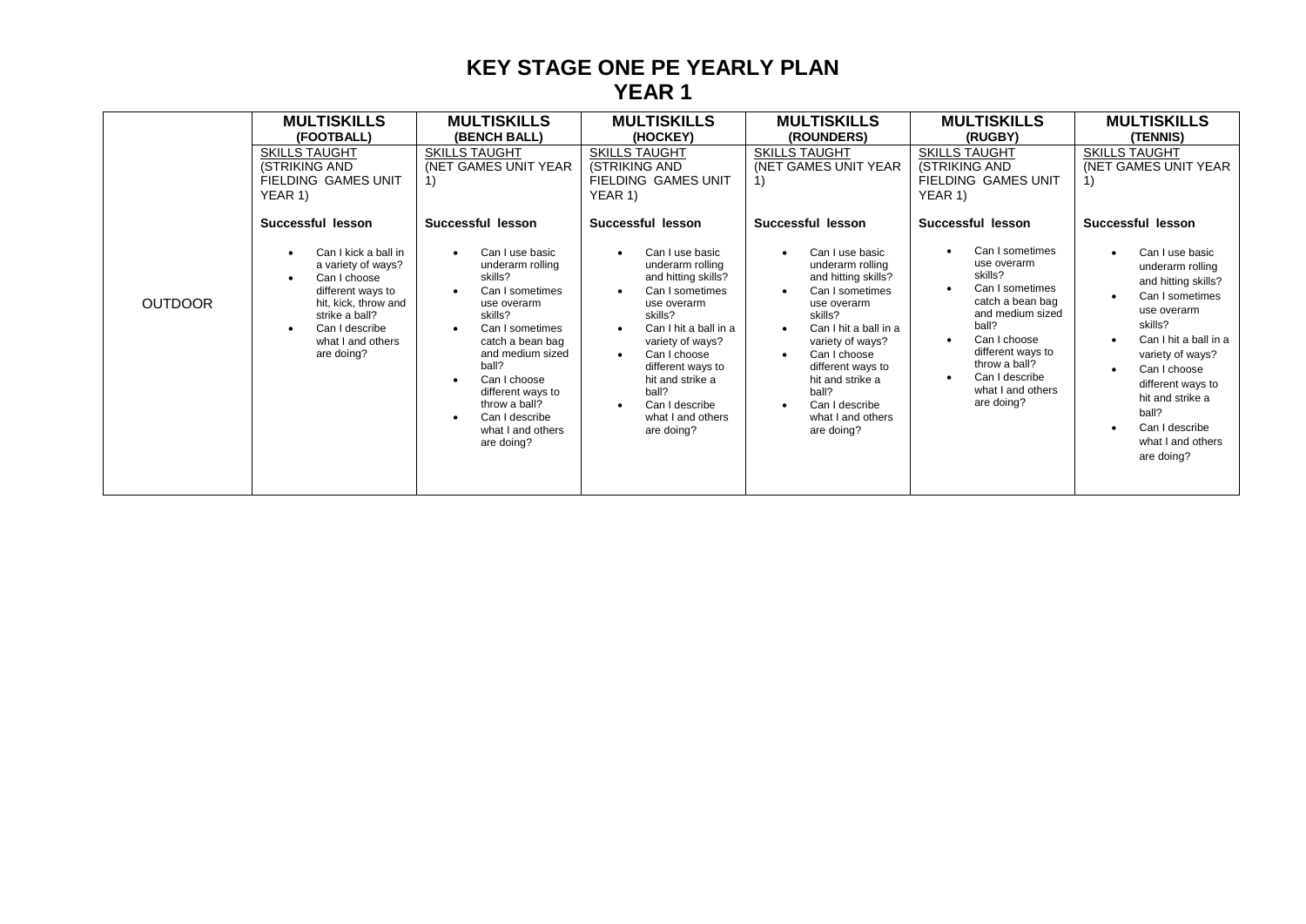# KEY STAGE ONE PE YEARLY PLAN
## YEAR 1

| | MULTISKILLS (FOOTBALL) | MULTISKILLS (BENCH BALL) | MULTISKILLS (HOCKEY) | MULTISKILLS (ROUNDERS) | MULTISKILLS (RUGBY) | MULTISKILLS (TENNIS) |
|---|---|---|---|---|---|---|
| OUTDOOR | SKILLS TAUGHT (STRIKING AND FIELDING GAMES UNIT YEAR 1)<br><br>**Successful lesson**<br>• Can I kick a ball in a variety of ways?<br>• Can I choose different ways to hit, kick, throw and strike a ball?<br>• Can I describe what I and others are doing? | SKILLS TAUGHT (NET GAMES UNIT YEAR 1)<br><br>**Successful lesson**<br>• Can I use basic underarm rolling skills?<br>• Can I sometimes use overarm skills?<br>• Can I sometimes catch a bean bag and medium sized ball?<br>• Can I choose different ways to throw a ball?<br>• Can I describe what I and others are doing? | SKILLS TAUGHT (STRIKING AND FIELDING GAMES UNIT YEAR 1)<br><br>**Successful lesson**<br>• Can I use basic underarm rolling and hitting skills?<br>• Can I sometimes use overarm skills?<br>• Can I hit a ball in a variety of ways?<br>• Can I choose different ways to hit and strike a ball?<br>• Can I describe what I and others are doing? | SKILLS TAUGHT (NET GAMES UNIT YEAR 1)<br><br>**Successful lesson**<br>• Can I use basic underarm rolling and hitting skills?<br>• Can I sometimes use overarm skills?<br>• Can I hit a ball in a variety of ways?<br>• Can I choose different ways to hit and strike a ball?<br>• Can I describe what I and others are doing? | SKILLS TAUGHT (STRIKING AND FIELDING GAMES UNIT YEAR 1)<br><br>**Successful lesson**<br>• Can I sometimes use overarm skills?<br>• Can I sometimes catch a bean bag and medium sized ball?<br>• Can I choose different ways to throw a ball?<br>• Can I describe what I and others are doing? | SKILLS TAUGHT (NET GAMES UNIT YEAR 1)<br><br>**Successful lesson**<br>• Can I use basic underarm rolling and hitting skills?<br>• Can I sometimes use overarm skills?<br>• Can I hit a ball in a variety of ways?<br>• Can I choose different ways to hit and strike a ball?<br>• Can I describe what I and others are doing? |